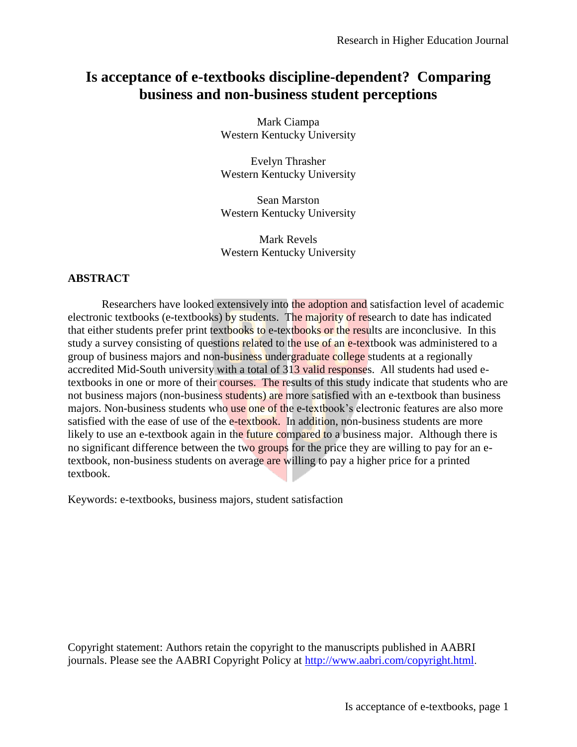# Is acceptance of e-textbooks discipline-dependent? Comparing business and non-business student perceptions

Mark Ciampa
Western Kentucky University

Evelyn Thrasher
Western Kentucky University

Sean Marston
Western Kentucky University

Mark Revels
Western Kentucky University

## ABSTRACT

Researchers have looked extensively into the adoption and satisfaction level of academic electronic textbooks (e-textbooks) by students. The majority of research to date has indicated that either students prefer print textbooks to e-textbooks or the results are inconclusive. In this study a survey consisting of questions related to the use of an e-textbook was administered to a group of business majors and non-business undergraduate college students at a regionally accredited Mid-South university with a total of 313 valid responses. All students had used e-textbooks in one or more of their courses. The results of this study indicate that students who are not business majors (non-business students) are more satisfied with an e-textbook than business majors. Non-business students who use one of the e-textbook's electronic features are also more satisfied with the ease of use of the e-textbook. In addition, non-business students are more likely to use an e-textbook again in the future compared to a business major. Although there is no significant difference between the two groups for the price they are willing to pay for an e-textbook, non-business students on average are willing to pay a higher price for a printed textbook.

Keywords: e-textbooks, business majors, student satisfaction

Copyright statement: Authors retain the copyright to the manuscripts published in AABRI journals. Please see the AABRI Copyright Policy at http://www.aabri.com/copyright.html.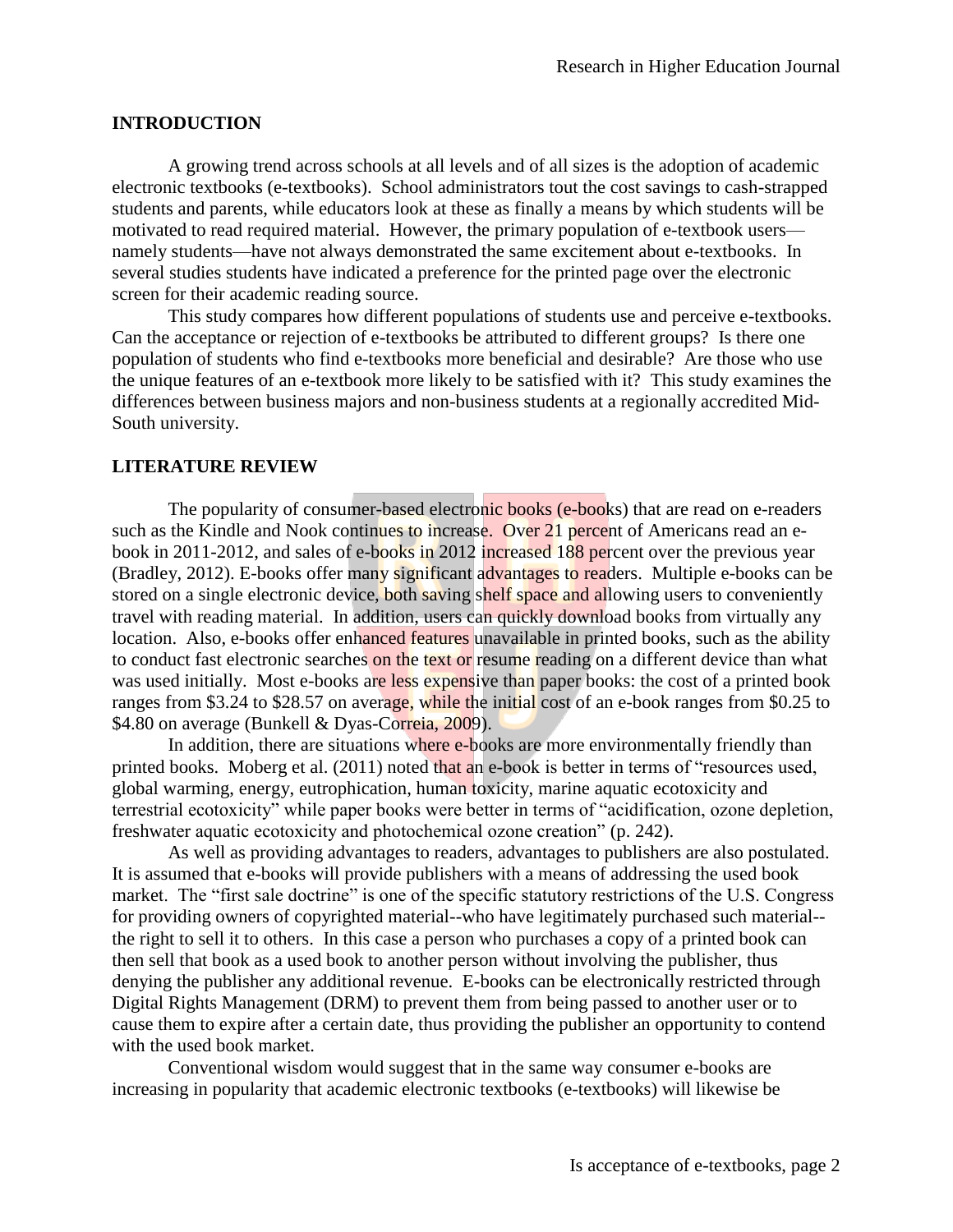## INTRODUCTION

A growing trend across schools at all levels and of all sizes is the adoption of academic electronic textbooks (e-textbooks). School administrators tout the cost savings to cash-strapped students and parents, while educators look at these as finally a means by which students will be motivated to read required material. However, the primary population of e-textbook users—namely students—have not always demonstrated the same excitement about e-textbooks. In several studies students have indicated a preference for the printed page over the electronic screen for their academic reading source.

This study compares how different populations of students use and perceive e-textbooks. Can the acceptance or rejection of e-textbooks be attributed to different groups? Is there one population of students who find e-textbooks more beneficial and desirable? Are those who use the unique features of an e-textbook more likely to be satisfied with it? This study examines the differences between business majors and non-business students at a regionally accredited Mid-South university.

## LITERATURE REVIEW

The popularity of consumer-based electronic books (e-books) that are read on e-readers such as the Kindle and Nook continues to increase. Over 21 percent of Americans read an e-book in 2011-2012, and sales of e-books in 2012 increased 188 percent over the previous year (Bradley, 2012). E-books offer many significant advantages to readers. Multiple e-books can be stored on a single electronic device, both saving shelf space and allowing users to conveniently travel with reading material. In addition, users can quickly download books from virtually any location. Also, e-books offer enhanced features unavailable in printed books, such as the ability to conduct fast electronic searches on the text or resume reading on a different device than what was used initially. Most e-books are less expensive than paper books: the cost of a printed book ranges from \$3.24 to \$28.57 on average, while the initial cost of an e-book ranges from \$0.25 to \$4.80 on average (Bunkell & Dyas-Correia, 2009).

In addition, there are situations where e-books are more environmentally friendly than printed books. Moberg et al. (2011) noted that an e-book is better in terms of "resources used, global warming, energy, eutrophication, human toxicity, marine aquatic ecotoxicity and terrestrial ecotoxicity" while paper books were better in terms of "acidification, ozone depletion, freshwater aquatic ecotoxicity and photochemical ozone creation" (p. 242).

As well as providing advantages to readers, advantages to publishers are also postulated. It is assumed that e-books will provide publishers with a means of addressing the used book market. The "first sale doctrine" is one of the specific statutory restrictions of the U.S. Congress for providing owners of copyrighted material--who have legitimately purchased such material--the right to sell it to others. In this case a person who purchases a copy of a printed book can then sell that book as a used book to another person without involving the publisher, thus denying the publisher any additional revenue. E-books can be electronically restricted through Digital Rights Management (DRM) to prevent them from being passed to another user or to cause them to expire after a certain date, thus providing the publisher an opportunity to contend with the used book market.

Conventional wisdom would suggest that in the same way consumer e-books are increasing in popularity that academic electronic textbooks (e-textbooks) will likewise be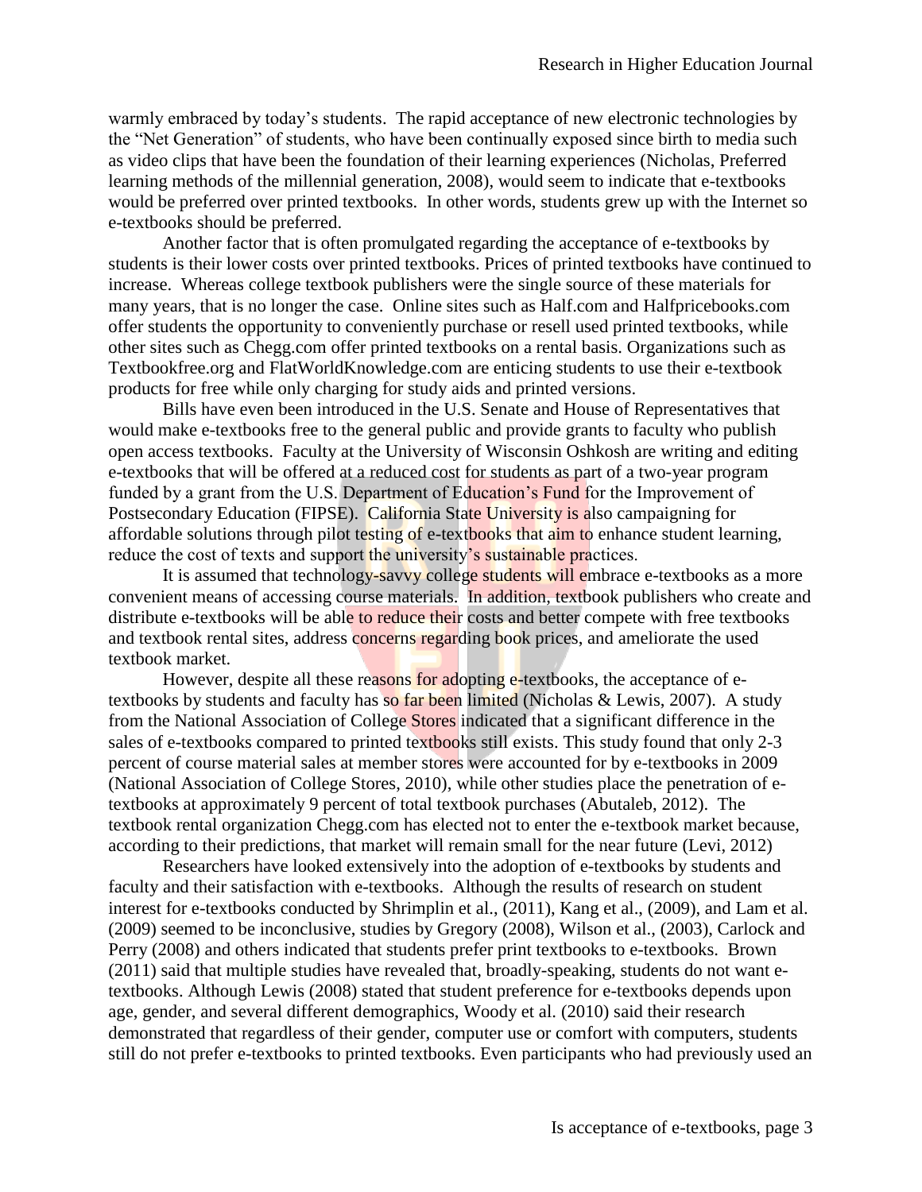warmly embraced by today's students. The rapid acceptance of new electronic technologies by the "Net Generation" of students, who have been continually exposed since birth to media such as video clips that have been the foundation of their learning experiences (Nicholas, Preferred learning methods of the millennial generation, 2008), would seem to indicate that e-textbooks would be preferred over printed textbooks. In other words, students grew up with the Internet so e-textbooks should be preferred.

Another factor that is often promulgated regarding the acceptance of e-textbooks by students is their lower costs over printed textbooks. Prices of printed textbooks have continued to increase. Whereas college textbook publishers were the single source of these materials for many years, that is no longer the case. Online sites such as Half.com and Halfpricebooks.com offer students the opportunity to conveniently purchase or resell used printed textbooks, while other sites such as Chegg.com offer printed textbooks on a rental basis. Organizations such as Textbookfree.org and FlatWorldKnowledge.com are enticing students to use their e-textbook products for free while only charging for study aids and printed versions.

Bills have even been introduced in the U.S. Senate and House of Representatives that would make e-textbooks free to the general public and provide grants to faculty who publish open access textbooks. Faculty at the University of Wisconsin Oshkosh are writing and editing e-textbooks that will be offered at a reduced cost for students as part of a two-year program funded by a grant from the U.S. Department of Education's Fund for the Improvement of Postsecondary Education (FIPSE). California State University is also campaigning for affordable solutions through pilot testing of e-textbooks that aim to enhance student learning, reduce the cost of texts and support the university's sustainable practices.

It is assumed that technology-savvy college students will embrace e-textbooks as a more convenient means of accessing course materials. In addition, textbook publishers who create and distribute e-textbooks will be able to reduce their costs and better compete with free textbooks and textbook rental sites, address concerns regarding book prices, and ameliorate the used textbook market.

However, despite all these reasons for adopting e-textbooks, the acceptance of e-textbooks by students and faculty has so far been limited (Nicholas & Lewis, 2007). A study from the National Association of College Stores indicated that a significant difference in the sales of e-textbooks compared to printed textbooks still exists. This study found that only 2-3 percent of course material sales at member stores were accounted for by e-textbooks in 2009 (National Association of College Stores, 2010), while other studies place the penetration of e-textbooks at approximately 9 percent of total textbook purchases (Abutaleb, 2012). The textbook rental organization Chegg.com has elected not to enter the e-textbook market because, according to their predictions, that market will remain small for the near future (Levi, 2012)

Researchers have looked extensively into the adoption of e-textbooks by students and faculty and their satisfaction with e-textbooks. Although the results of research on student interest for e-textbooks conducted by Shrimplin et al., (2011), Kang et al., (2009), and Lam et al. (2009) seemed to be inconclusive, studies by Gregory (2008), Wilson et al., (2003), Carlock and Perry (2008) and others indicated that students prefer print textbooks to e-textbooks. Brown (2011) said that multiple studies have revealed that, broadly-speaking, students do not want e-textbooks. Although Lewis (2008) stated that student preference for e-textbooks depends upon age, gender, and several different demographics, Woody et al. (2010) said their research demonstrated that regardless of their gender, computer use or comfort with computers, students still do not prefer e-textbooks to printed textbooks. Even participants who had previously used an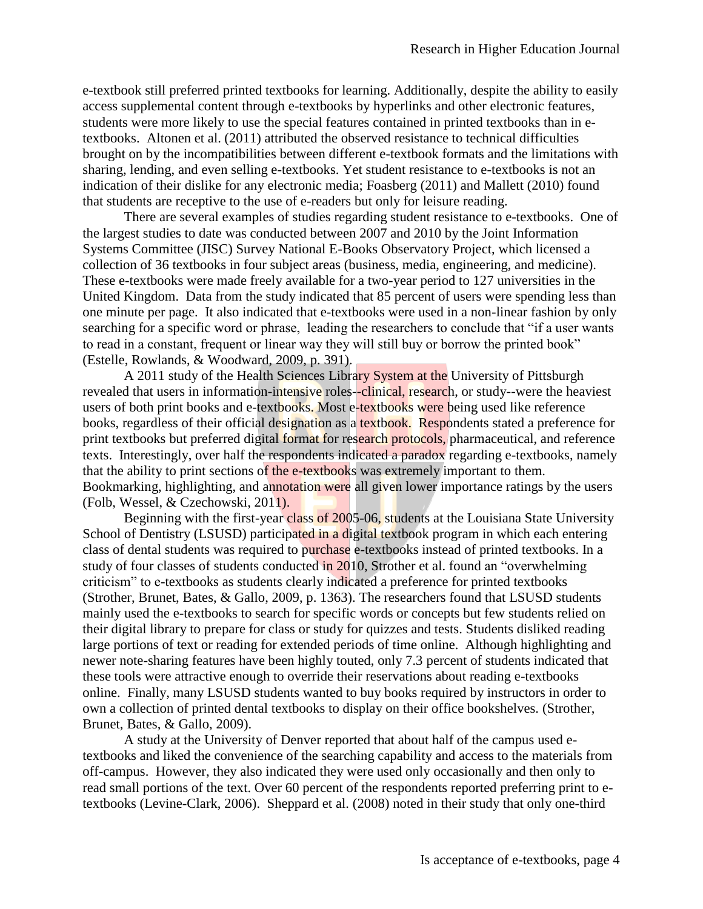e-textbook still preferred printed textbooks for learning. Additionally, despite the ability to easily access supplemental content through e-textbooks by hyperlinks and other electronic features, students were more likely to use the special features contained in printed textbooks than in e-textbooks. Altonen et al. (2011) attributed the observed resistance to technical difficulties brought on by the incompatibilities between different e-textbook formats and the limitations with sharing, lending, and even selling e-textbooks. Yet student resistance to e-textbooks is not an indication of their dislike for any electronic media; Foasberg (2011) and Mallett (2010) found that students are receptive to the use of e-readers but only for leisure reading.

There are several examples of studies regarding student resistance to e-textbooks. One of the largest studies to date was conducted between 2007 and 2010 by the Joint Information Systems Committee (JISC) Survey National E-Books Observatory Project, which licensed a collection of 36 textbooks in four subject areas (business, media, engineering, and medicine). These e-textbooks were made freely available for a two-year period to 127 universities in the United Kingdom. Data from the study indicated that 85 percent of users were spending less than one minute per page. It also indicated that e-textbooks were used in a non-linear fashion by only searching for a specific word or phrase, leading the researchers to conclude that "if a user wants to read in a constant, frequent or linear way they will still buy or borrow the printed book" (Estelle, Rowlands, & Woodward, 2009, p. 391).

A 2011 study of the Health Sciences Library System at the University of Pittsburgh revealed that users in information-intensive roles--clinical, research, or study--were the heaviest users of both print books and e-textbooks. Most e-textbooks were being used like reference books, regardless of their official designation as a textbook. Respondents stated a preference for print textbooks but preferred digital format for research protocols, pharmaceutical, and reference texts. Interestingly, over half the respondents indicated a paradox regarding e-textbooks, namely that the ability to print sections of the e-textbooks was extremely important to them. Bookmarking, highlighting, and annotation were all given lower importance ratings by the users (Folb, Wessel, & Czechowski, 2011).

Beginning with the first-year class of 2005-06, students at the Louisiana State University School of Dentistry (LSUSD) participated in a digital textbook program in which each entering class of dental students was required to purchase e-textbooks instead of printed textbooks. In a study of four classes of students conducted in 2010, Strother et al. found an "overwhelming criticism" to e-textbooks as students clearly indicated a preference for printed textbooks (Strother, Brunet, Bates, & Gallo, 2009, p. 1363). The researchers found that LSUSD students mainly used the e-textbooks to search for specific words or concepts but few students relied on their digital library to prepare for class or study for quizzes and tests. Students disliked reading large portions of text or reading for extended periods of time online. Although highlighting and newer note-sharing features have been highly touted, only 7.3 percent of students indicated that these tools were attractive enough to override their reservations about reading e-textbooks online. Finally, many LSUSD students wanted to buy books required by instructors in order to own a collection of printed dental textbooks to display on their office bookshelves. (Strother, Brunet, Bates, & Gallo, 2009).

A study at the University of Denver reported that about half of the campus used e-textbooks and liked the convenience of the searching capability and access to the materials from off-campus. However, they also indicated they were used only occasionally and then only to read small portions of the text. Over 60 percent of the respondents reported preferring print to e-textbooks (Levine-Clark, 2006). Sheppard et al. (2008) noted in their study that only one-third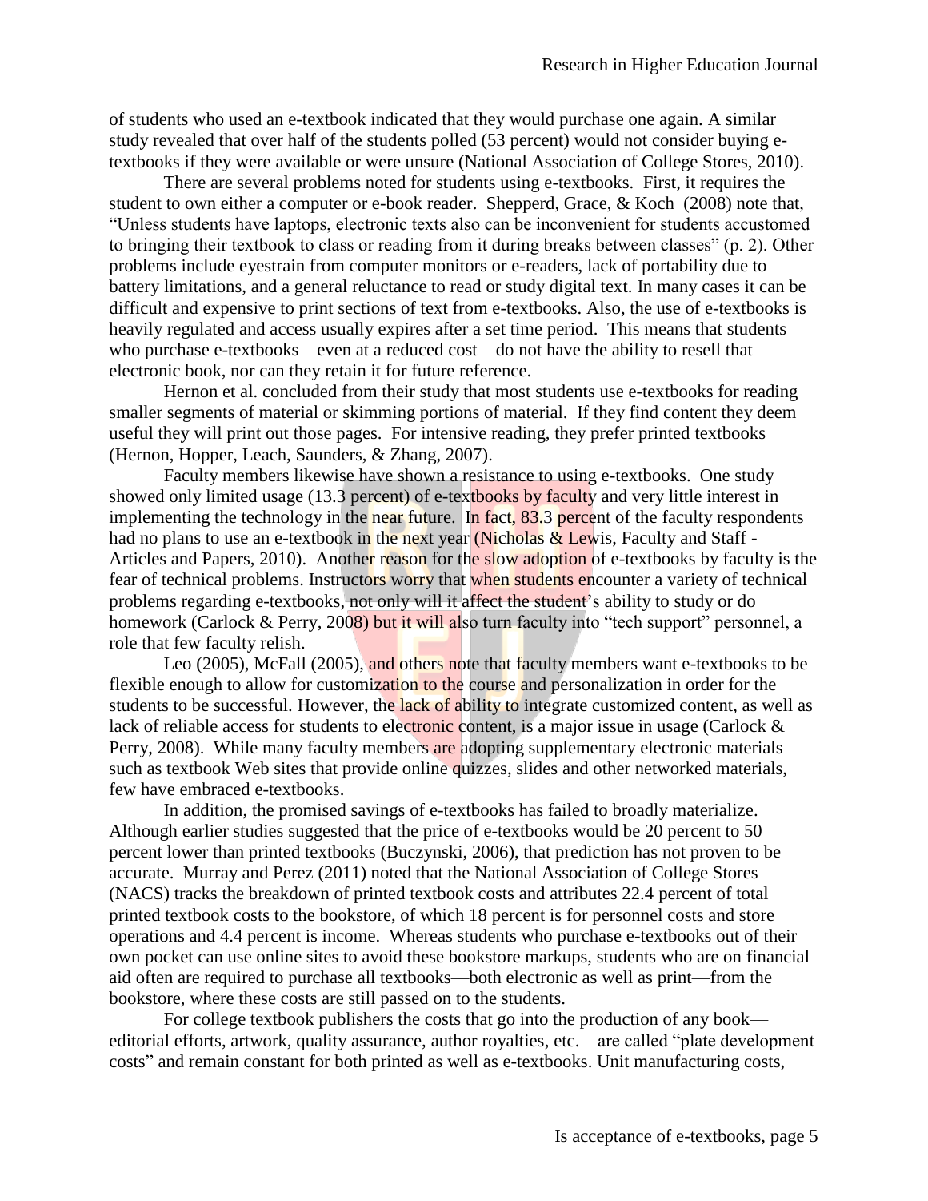of students who used an e-textbook indicated that they would purchase one again. A similar study revealed that over half of the students polled (53 percent) would not consider buying e-textbooks if they were available or were unsure (National Association of College Stores, 2010).

There are several problems noted for students using e-textbooks. First, it requires the student to own either a computer or e-book reader. Shepperd, Grace, & Koch (2008) note that, "Unless students have laptops, electronic texts also can be inconvenient for students accustomed to bringing their textbook to class or reading from it during breaks between classes" (p. 2). Other problems include eyestrain from computer monitors or e-readers, lack of portability due to battery limitations, and a general reluctance to read or study digital text. In many cases it can be difficult and expensive to print sections of text from e-textbooks. Also, the use of e-textbooks is heavily regulated and access usually expires after a set time period. This means that students who purchase e-textbooks—even at a reduced cost—do not have the ability to resell that electronic book, nor can they retain it for future reference.

Hernon et al. concluded from their study that most students use e-textbooks for reading smaller segments of material or skimming portions of material. If they find content they deem useful they will print out those pages. For intensive reading, they prefer printed textbooks (Hernon, Hopper, Leach, Saunders, & Zhang, 2007).

Faculty members likewise have shown a resistance to using e-textbooks. One study showed only limited usage (13.3 percent) of e-textbooks by faculty and very little interest in implementing the technology in the near future. In fact, 83.3 percent of the faculty respondents had no plans to use an e-textbook in the next year (Nicholas & Lewis, Faculty and Staff - Articles and Papers, 2010). Another reason for the slow adoption of e-textbooks by faculty is the fear of technical problems. Instructors worry that when students encounter a variety of technical problems regarding e-textbooks, not only will it affect the student's ability to study or do homework (Carlock & Perry, 2008) but it will also turn faculty into "tech support" personnel, a role that few faculty relish.

Leo (2005), McFall (2005), and others note that faculty members want e-textbooks to be flexible enough to allow for customization to the course and personalization in order for the students to be successful. However, the lack of ability to integrate customized content, as well as lack of reliable access for students to electronic content, is a major issue in usage (Carlock & Perry, 2008). While many faculty members are adopting supplementary electronic materials such as textbook Web sites that provide online quizzes, slides and other networked materials, few have embraced e-textbooks.

In addition, the promised savings of e-textbooks has failed to broadly materialize. Although earlier studies suggested that the price of e-textbooks would be 20 percent to 50 percent lower than printed textbooks (Buczynski, 2006), that prediction has not proven to be accurate. Murray and Perez (2011) noted that the National Association of College Stores (NACS) tracks the breakdown of printed textbook costs and attributes 22.4 percent of total printed textbook costs to the bookstore, of which 18 percent is for personnel costs and store operations and 4.4 percent is income. Whereas students who purchase e-textbooks out of their own pocket can use online sites to avoid these bookstore markups, students who are on financial aid often are required to purchase all textbooks—both electronic as well as print—from the bookstore, where these costs are still passed on to the students.

For college textbook publishers the costs that go into the production of any book—editorial efforts, artwork, quality assurance, author royalties, etc.—are called "plate development costs" and remain constant for both printed as well as e-textbooks. Unit manufacturing costs,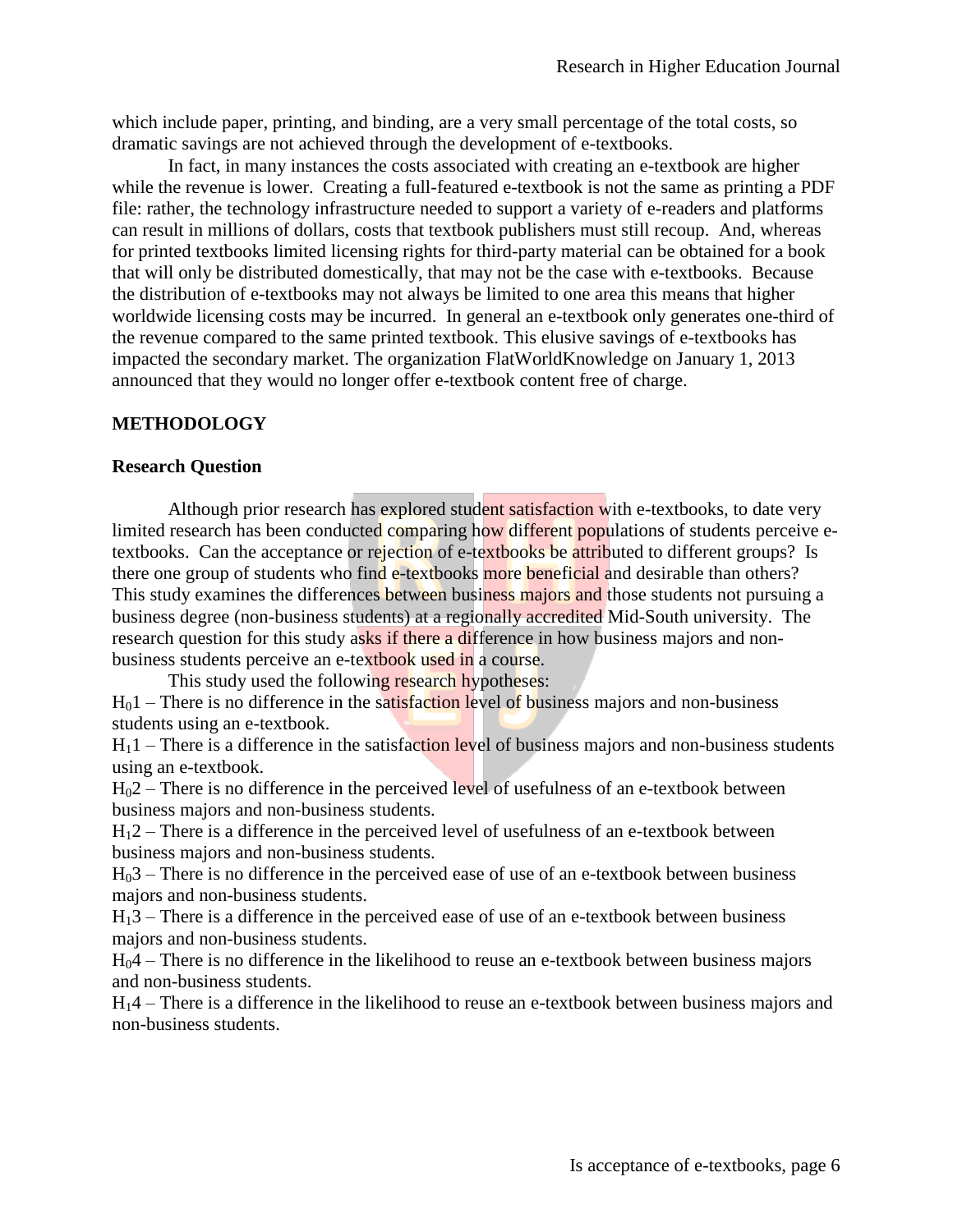which include paper, printing, and binding, are a very small percentage of the total costs, so dramatic savings are not achieved through the development of e-textbooks.

In fact, in many instances the costs associated with creating an e-textbook are higher while the revenue is lower. Creating a full-featured e-textbook is not the same as printing a PDF file: rather, the technology infrastructure needed to support a variety of e-readers and platforms can result in millions of dollars, costs that textbook publishers must still recoup. And, whereas for printed textbooks limited licensing rights for third-party material can be obtained for a book that will only be distributed domestically, that may not be the case with e-textbooks. Because the distribution of e-textbooks may not always be limited to one area this means that higher worldwide licensing costs may be incurred. In general an e-textbook only generates one-third of the revenue compared to the same printed textbook. This elusive savings of e-textbooks has impacted the secondary market. The organization FlatWorldKnowledge on January 1, 2013 announced that they would no longer offer e-textbook content free of charge.

## METHODOLOGY

### Research Question

Although prior research has explored student satisfaction with e-textbooks, to date very limited research has been conducted comparing how different populations of students perceive e-textbooks. Can the acceptance or rejection of e-textbooks be attributed to different groups? Is there one group of students who find e-textbooks more beneficial and desirable than others? This study examines the differences between business majors and those students not pursuing a business degree (non-business students) at a regionally accredited Mid-South university. The research question for this study asks if there a difference in how business majors and non-business students perceive an e-textbook used in a course.

This study used the following research hypotheses:

$H_0 1$ – There is no difference in the satisfaction level of business majors and non-business students using an e-textbook.

$H_1 1$ – There is a difference in the satisfaction level of business majors and non-business students using an e-textbook.

$H_0 2$ – There is no difference in the perceived level of usefulness of an e-textbook between business majors and non-business students.

$H_1 2$ – There is a difference in the perceived level of usefulness of an e-textbook between business majors and non-business students.

$H_0 3$ – There is no difference in the perceived ease of use of an e-textbook between business majors and non-business students.

$H_1 3$ – There is a difference in the perceived ease of use of an e-textbook between business majors and non-business students.

$H_0 4$ – There is no difference in the likelihood to reuse an e-textbook between business majors and non-business students.

$H_1 4$ – There is a difference in the likelihood to reuse an e-textbook between business majors and non-business students.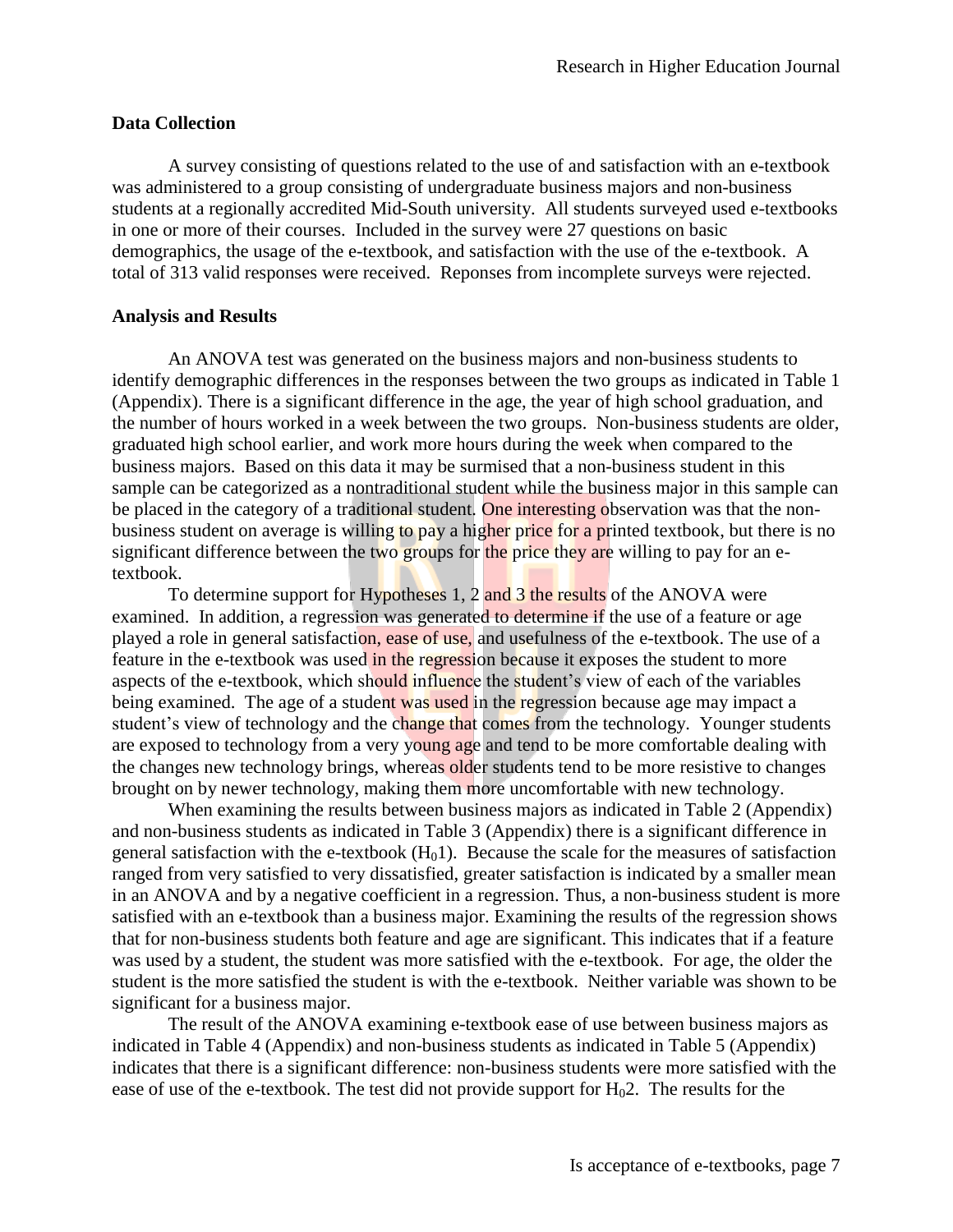## Data Collection

A survey consisting of questions related to the use of and satisfaction with an e-textbook was administered to a group consisting of undergraduate business majors and non-business students at a regionally accredited Mid-South university. All students surveyed used e-textbooks in one or more of their courses. Included in the survey were 27 questions on basic demographics, the usage of the e-textbook, and satisfaction with the use of the e-textbook. A total of 313 valid responses were received. Reponses from incomplete surveys were rejected.

## Analysis and Results

An ANOVA test was generated on the business majors and non-business students to identify demographic differences in the responses between the two groups as indicated in Table 1 (Appendix). There is a significant difference in the age, the year of high school graduation, and the number of hours worked in a week between the two groups. Non-business students are older, graduated high school earlier, and work more hours during the week when compared to the business majors. Based on this data it may be surmised that a non-business student in this sample can be categorized as a nontraditional student while the business major in this sample can be placed in the category of a traditional student. One interesting observation was that the non-business student on average is willing to pay a higher price for a printed textbook, but there is no significant difference between the two groups for the price they are willing to pay for an e-textbook.

To determine support for Hypotheses 1, 2 and 3 the results of the ANOVA were examined. In addition, a regression was generated to determine if the use of a feature or age played a role in general satisfaction, ease of use, and usefulness of the e-textbook. The use of a feature in the e-textbook was used in the regression because it exposes the student to more aspects of the e-textbook, which should influence the student's view of each of the variables being examined. The age of a student was used in the regression because age may impact a student's view of technology and the change that comes from the technology. Younger students are exposed to technology from a very young age and tend to be more comfortable dealing with the changes new technology brings, whereas older students tend to be more resistive to changes brought on by newer technology, making them more uncomfortable with new technology.

When examining the results between business majors as indicated in Table 2 (Appendix) and non-business students as indicated in Table 3 (Appendix) there is a significant difference in general satisfaction with the e-textbook ($H_01$). Because the scale for the measures of satisfaction ranged from very satisfied to very dissatisfied, greater satisfaction is indicated by a smaller mean in an ANOVA and by a negative coefficient in a regression. Thus, a non-business student is more satisfied with an e-textbook than a business major. Examining the results of the regression shows that for non-business students both feature and age are significant. This indicates that if a feature was used by a student, the student was more satisfied with the e-textbook. For age, the older the student is the more satisfied the student is with the e-textbook. Neither variable was shown to be significant for a business major.

The result of the ANOVA examining e-textbook ease of use between business majors as indicated in Table 4 (Appendix) and non-business students as indicated in Table 5 (Appendix) indicates that there is a significant difference: non-business students were more satisfied with the ease of use of the e-textbook. The test did not provide support for $H_02$. The results for the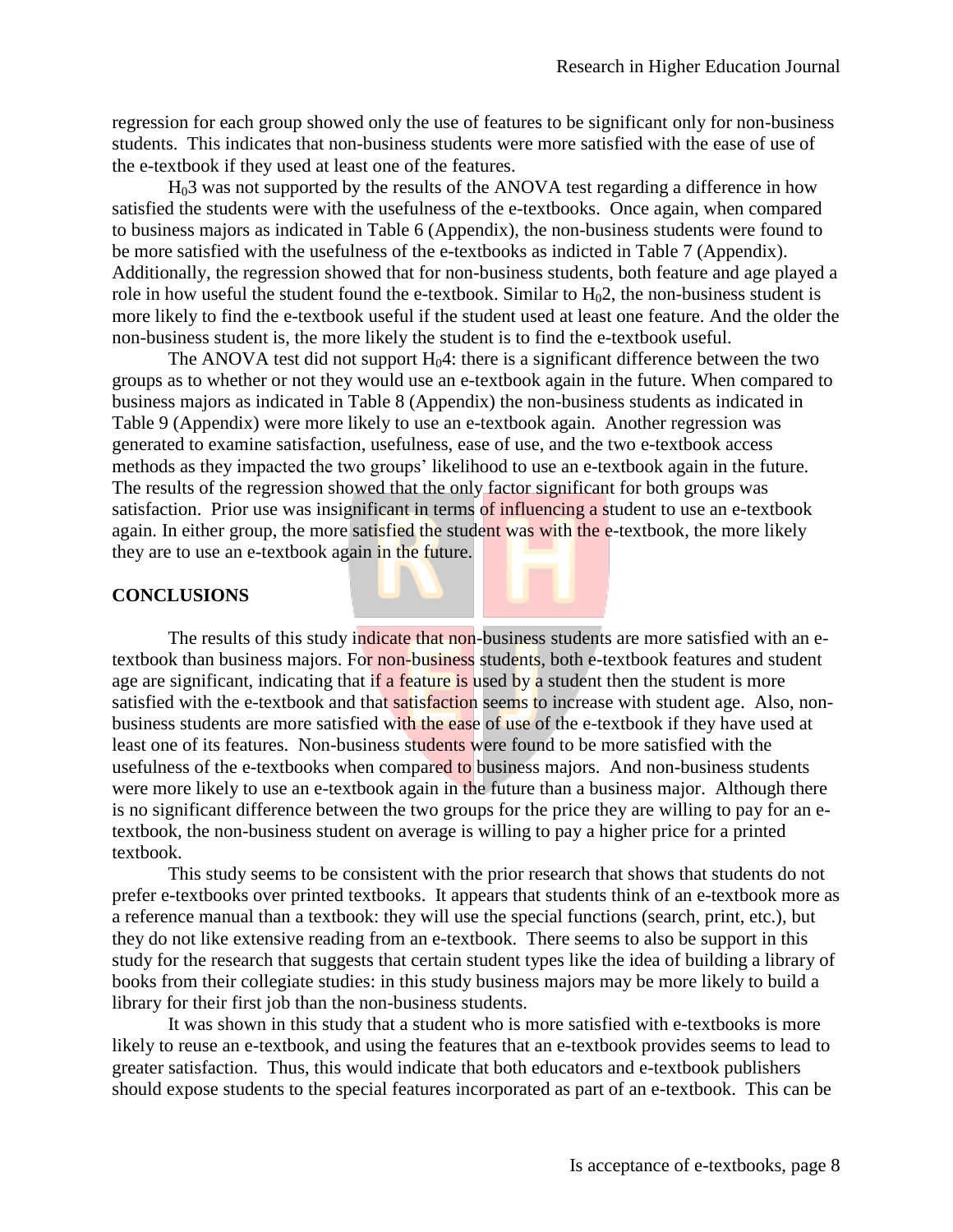regression for each group showed only the use of features to be significant only for non-business students. This indicates that non-business students were more satisfied with the ease of use of the e-textbook if they used at least one of the features.

$H_0 3$ was not supported by the results of the ANOVA test regarding a difference in how satisfied the students were with the usefulness of the e-textbooks. Once again, when compared to business majors as indicated in Table 6 (Appendix), the non-business students were found to be more satisfied with the usefulness of the e-textbooks as indicted in Table 7 (Appendix). Additionally, the regression showed that for non-business students, both feature and age played a role in how useful the student found the e-textbook. Similar to $H_0 2$, the non-business student is more likely to find the e-textbook useful if the student used at least one feature. And the older the non-business student is, the more likely the student is to find the e-textbook useful.

The ANOVA test did not support $H_0 4$: there is a significant difference between the two groups as to whether or not they would use an e-textbook again in the future. When compared to business majors as indicated in Table 8 (Appendix) the non-business students as indicated in Table 9 (Appendix) were more likely to use an e-textbook again. Another regression was generated to examine satisfaction, usefulness, ease of use, and the two e-textbook access methods as they impacted the two groups' likelihood to use an e-textbook again in the future. The results of the regression showed that the only factor significant for both groups was satisfaction. Prior use was insignificant in terms of influencing a student to use an e-textbook again. In either group, the more satisfied the student was with the e-textbook, the more likely they are to use an e-textbook again in the future.

## CONCLUSIONS

The results of this study indicate that non-business students are more satisfied with an e-textbook than business majors. For non-business students, both e-textbook features and student age are significant, indicating that if a feature is used by a student then the student is more satisfied with the e-textbook and that satisfaction seems to increase with student age. Also, non-business students are more satisfied with the ease of use of the e-textbook if they have used at least one of its features. Non-business students were found to be more satisfied with the usefulness of the e-textbooks when compared to business majors. And non-business students were more likely to use an e-textbook again in the future than a business major. Although there is no significant difference between the two groups for the price they are willing to pay for an e-textbook, the non-business student on average is willing to pay a higher price for a printed textbook.

This study seems to be consistent with the prior research that shows that students do not prefer e-textbooks over printed textbooks. It appears that students think of an e-textbook more as a reference manual than a textbook: they will use the special functions (search, print, etc.), but they do not like extensive reading from an e-textbook. There seems to also be support in this study for the research that suggests that certain student types like the idea of building a library of books from their collegiate studies: in this study business majors may be more likely to build a library for their first job than the non-business students.

It was shown in this study that a student who is more satisfied with e-textbooks is more likely to reuse an e-textbook, and using the features that an e-textbook provides seems to lead to greater satisfaction. Thus, this would indicate that both educators and e-textbook publishers should expose students to the special features incorporated as part of an e-textbook. This can be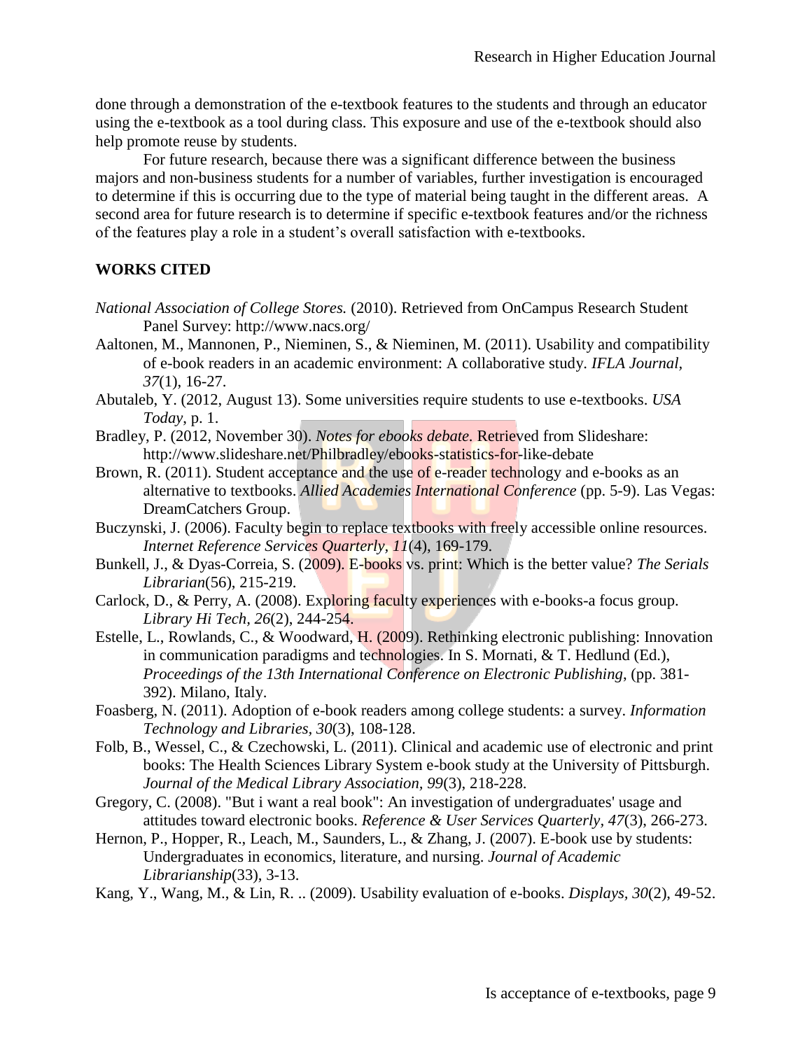done through a demonstration of the e-textbook features to the students and through an educator using the e-textbook as a tool during class. This exposure and use of the e-textbook should also help promote reuse by students.

For future research, because there was a significant difference between the business majors and non-business students for a number of variables, further investigation is encouraged to determine if this is occurring due to the type of material being taught in the different areas. A second area for future research is to determine if specific e-textbook features and/or the richness of the features play a role in a student's overall satisfaction with e-textbooks.

## WORKS CITED

*National Association of College Stores.* (2010). Retrieved from OnCampus Research Student Panel Survey: http://www.nacs.org/

Aaltonen, M., Mannonen, P., Nieminen, S., & Nieminen, M. (2011). Usability and compatibility of e-book readers in an academic environment: A collaborative study. *IFLA Journal, 37*(1), 16-27.

Abutaleb, Y. (2012, August 13). Some universities require students to use e-textbooks. *USA Today*, p. 1.

Bradley, P. (2012, November 30). *Notes for ebooks debate.* Retrieved from Slideshare: http://www.slideshare.net/Philbradley/ebooks-statistics-for-like-debate

Brown, R. (2011). Student acceptance and the use of e-reader technology and e-books as an alternative to textbooks. *Allied Academies International Conference* (pp. 5-9). Las Vegas: DreamCatchers Group.

Buczynski, J. (2006). Faculty begin to replace textbooks with freely accessible online resources. *Internet Reference Services Quarterly, 11*(4), 169-179.

Bunkell, J., & Dyas-Correia, S. (2009). E-books vs. print: Which is the better value? *The Serials Librarian*(56), 215-219.

Carlock, D., & Perry, A. (2008). Exploring faculty experiences with e-books-a focus group. *Library Hi Tech, 26*(2), 244-254.

Estelle, L., Rowlands, C., & Woodward, H. (2009). Rethinking electronic publishing: Innovation in communication paradigms and technologies. In S. Mornati, & T. Hedlund (Ed.), *Proceedings of the 13th International Conference on Electronic Publishing*, (pp. 381-392). Milano, Italy.

Foasberg, N. (2011). Adoption of e-book readers among college students: a survey. *Information Technology and Libraries, 30*(3), 108-128.

Folb, B., Wessel, C., & Czechowski, L. (2011). Clinical and academic use of electronic and print books: The Health Sciences Library System e-book study at the University of Pittsburgh. *Journal of the Medical Library Association, 99*(3), 218-228.

Gregory, C. (2008). "But i want a real book": An investigation of undergraduates' usage and attitudes toward electronic books. *Reference & User Services Quarterly, 47*(3), 266-273.

Hernon, P., Hopper, R., Leach, M., Saunders, L., & Zhang, J. (2007). E-book use by students: Undergraduates in economics, literature, and nursing. *Journal of Academic Librarianship*(33), 3-13.

Kang, Y., Wang, M., & Lin, R. .. (2009). Usability evaluation of e-books. *Displays, 30*(2), 49-52.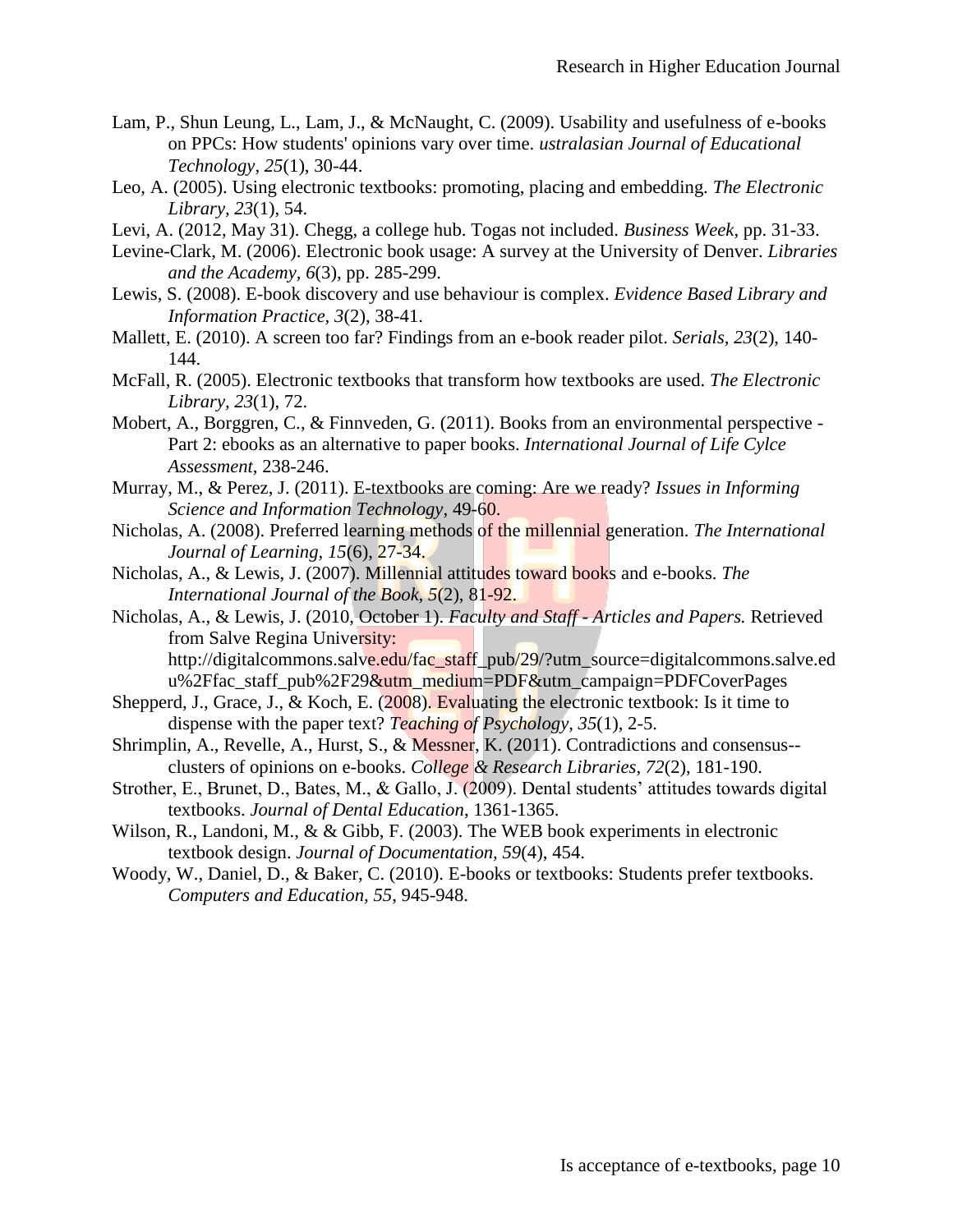Lam, P., Shun Leung, L., Lam, J., & McNaught, C. (2009). Usability and usefulness of e-books on PPCs: How students' opinions vary over time. *ustralasian Journal of Educational Technology, 25*(1), 30-44.

Leo, A. (2005). Using electronic textbooks: promoting, placing and embedding. *The Electronic Library, 23*(1), 54.

Levi, A. (2012, May 31). Chegg, a college hub. Togas not included. *Business Week*, pp. 31-33.

Levine-Clark, M. (2006). Electronic book usage: A survey at the University of Denver. *Libraries and the Academy, 6*(3), pp. 285-299.

Lewis, S. (2008). E-book discovery and use behaviour is complex. *Evidence Based Library and Information Practice, 3*(2), 38-41.

Mallett, E. (2010). A screen too far? Findings from an e-book reader pilot. *Serials, 23*(2), 140-144.

McFall, R. (2005). Electronic textbooks that transform how textbooks are used. *The Electronic Library, 23*(1), 72.

Mobert, A., Borggren, C., & Finnveden, G. (2011). Books from an environmental perspective - Part 2: ebooks as an alternative to paper books. *International Journal of Life Cylce Assessment*, 238-246.

Murray, M., & Perez, J. (2011). E-textbooks are coming: Are we ready? *Issues in Informing Science and Information Technology*, 49-60.

Nicholas, A. (2008). Preferred learning methods of the millennial generation. *The International Journal of Learning, 15*(6), 27-34.

Nicholas, A., & Lewis, J. (2007). Millennial attitudes toward books and e-books. *The International Journal of the Book, 5*(2), 81-92.

Nicholas, A., & Lewis, J. (2010, October 1). *Faculty and Staff - Articles and Papers.* Retrieved from Salve Regina University: http://digitalcommons.salve.edu/fac_staff_pub/29/?utm_source=digitalcommons.salve.edu%2Ffac_staff_pub%2F29&utm_medium=PDF&utm_campaign=PDFCoverPages

Shepperd, J., Grace, J., & Koch, E. (2008). Evaluating the electronic textbook: Is it time to dispense with the paper text? *Teaching of Psychology, 35*(1), 2-5.

Shrimplin, A., Revelle, A., Hurst, S., & Messner, K. (2011). Contradictions and consensus--clusters of opinions on e-books. *College & Research Libraries, 72*(2), 181-190.

Strother, E., Brunet, D., Bates, M., & Gallo, J. (2009). Dental students' attitudes towards digital textbooks. *Journal of Dental Education*, 1361-1365.

Wilson, R., Landoni, M., & & Gibb, F. (2003). The WEB book experiments in electronic textbook design. *Journal of Documentation, 59*(4), 454.

Woody, W., Daniel, D., & Baker, C. (2010). E-books or textbooks: Students prefer textbooks. *Computers and Education, 55*, 945-948.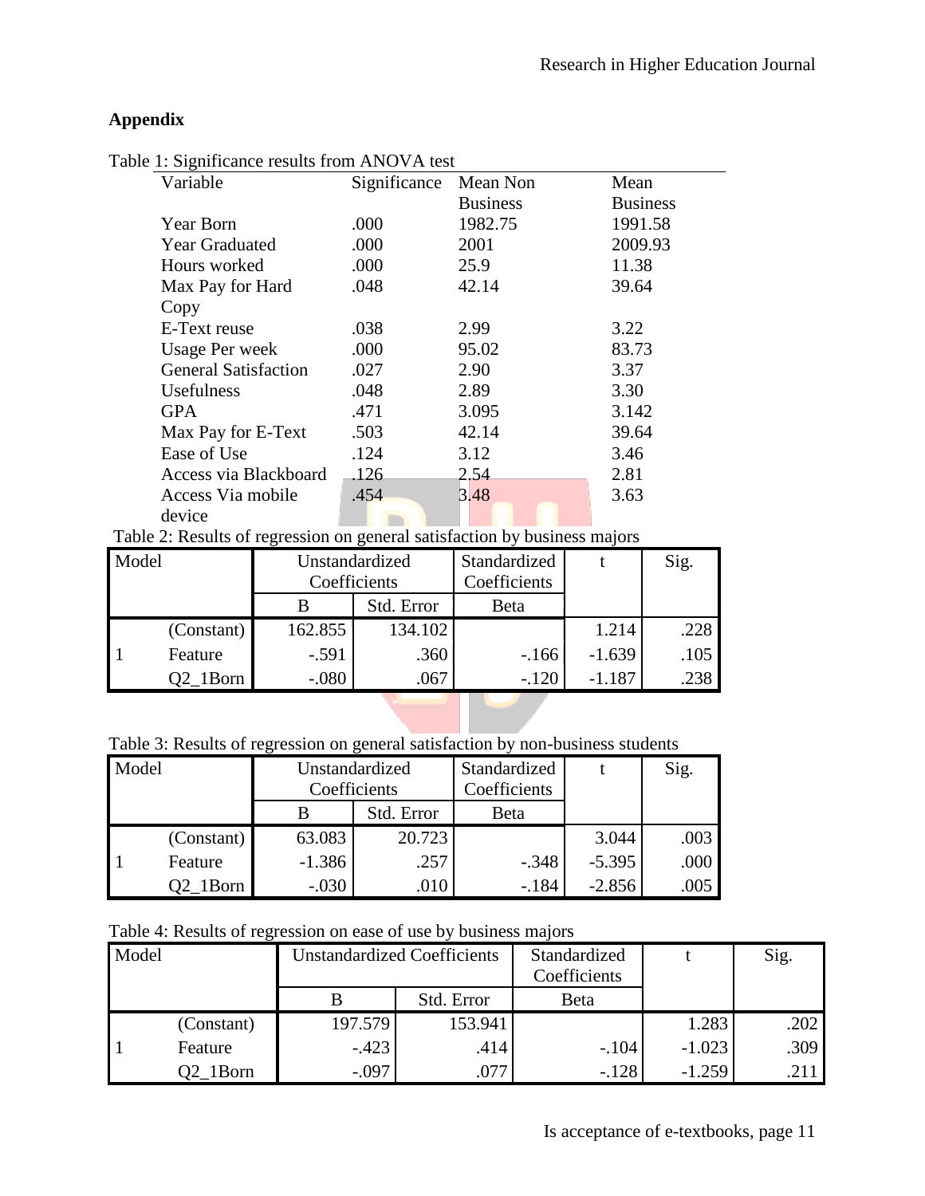## Appendix

Table 1: Significance results from ANOVA test

| Variable | Significance | Mean Non Business | Mean Business |
|---|---|---|---|
| Year Born | .000 | 1982.75 | 1991.58 |
| Year Graduated | .000 | 2001 | 2009.93 |
| Hours worked | .000 | 25.9 | 11.38 |
| Max Pay for Hard Copy | .048 | 42.14 | 39.64 |
| E-Text reuse | .038 | 2.99 | 3.22 |
| Usage Per week | .000 | 95.02 | 83.73 |
| General Satisfaction | .027 | 2.90 | 3.37 |
| Usefulness | .048 | 2.89 | 3.30 |
| GPA | .471 | 3.095 | 3.142 |
| Max Pay for E-Text | .503 | 42.14 | 39.64 |
| Ease of Use | .124 | 3.12 | 3.46 |
| Access via Blackboard | .126 | 2.54 | 2.81 |
| Access Via mobile device | .454 | 3.48 | 3.63 |

Table 2: Results of regression on general satisfaction by business majors

| Model | | Unstandardized Coefficients | | Standardized Coefficients | t | Sig. |
|---|---|---|---|---|---|---|
| | | B | Std. Error | Beta | | |
| 1 | (Constant) | 162.855 | 134.102 | | 1.214 | .228 |
| | Feature | -.591 | .360 | -.166 | -1.639 | .105 |
| | Q2_1Born | -.080 | .067 | -.120 | -1.187 | .238 |

Table 3: Results of regression on general satisfaction by non-business students

| Model | | Unstandardized Coefficients | | Standardized Coefficients | t | Sig. |
|---|---|---|---|---|---|---|
| | | B | Std. Error | Beta | | |
| 1 | (Constant) | 63.083 | 20.723 | | 3.044 | .003 |
| | Feature | -1.386 | .257 | -.348 | -5.395 | .000 |
| | Q2_1Born | -.030 | .010 | -.184 | -2.856 | .005 |

Table 4: Results of regression on ease of use by business majors

| Model | | Unstandardized Coefficients | | Standardized Coefficients | t | Sig. |
|---|---|---|---|---|---|---|
| | | B | Std. Error | Beta | | |
| 1 | (Constant) | 197.579 | 153.941 | | 1.283 | .202 |
| | Feature | -.423 | .414 | -.104 | -1.023 | .309 |
| | Q2_1Born | -.097 | .077 | -.128 | -1.259 | .211 |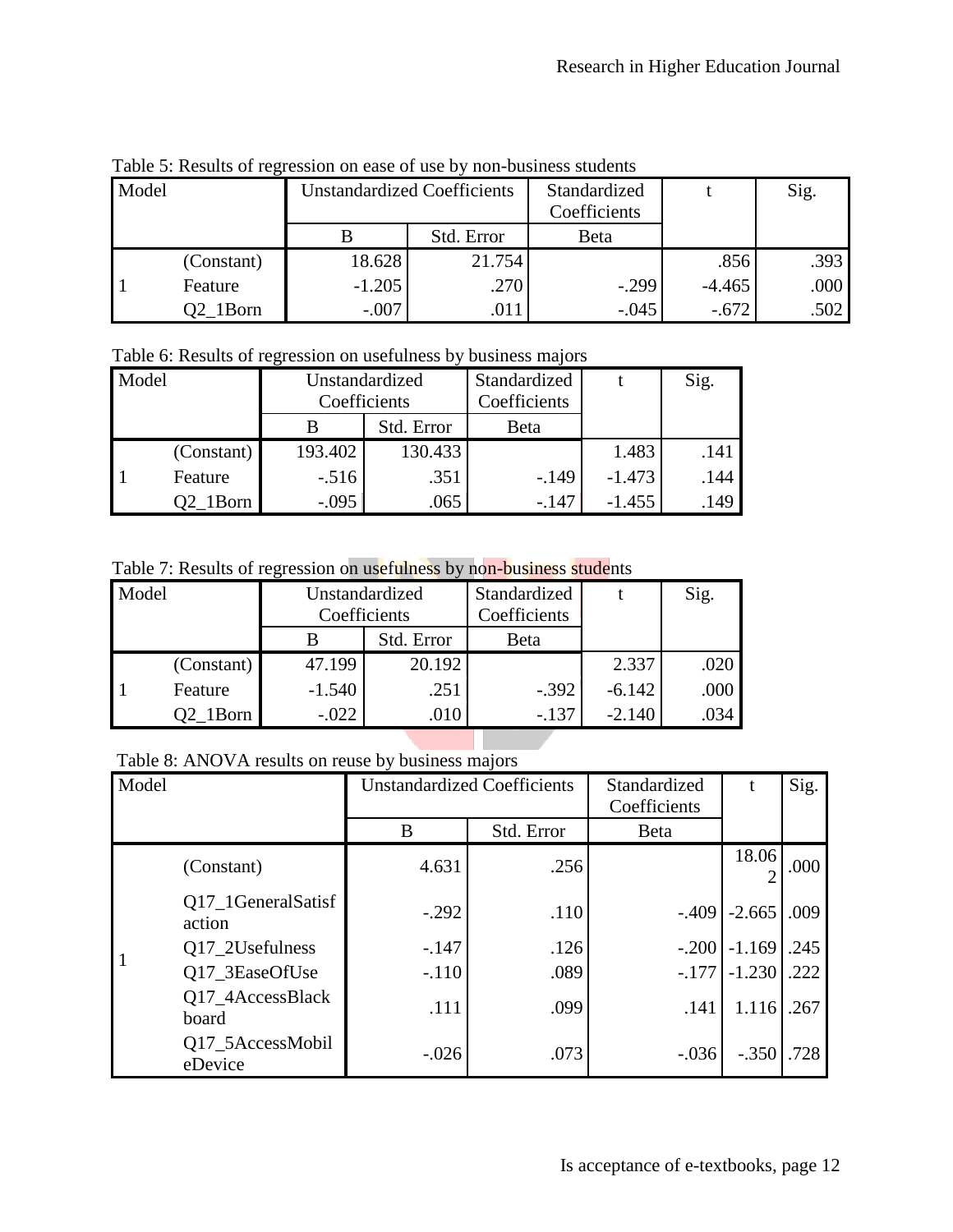Table 5: Results of regression on ease of use by non-business students

| Model | | Unstandardized Coefficients | | Standardized Coefficients | t | Sig. |
|---|---|---|---|---|---|---|
| | | B | Std. Error | Beta | | |
| 1 | (Constant) | 18.628 | 21.754 | | .856 | .393 |
| | Feature | -1.205 | .270 | -.299 | -4.465 | .000 |
| | Q2_1Born | -.007 | .011 | -.045 | -.672 | .502 |

Table 6: Results of regression on usefulness by business majors

| Model | | Unstandardized Coefficients | | Standardized Coefficients | t | Sig. |
|---|---|---|---|---|---|---|
| | | B | Std. Error | Beta | | |
| 1 | (Constant) | 193.402 | 130.433 | | 1.483 | .141 |
| | Feature | -.516 | .351 | -.149 | -1.473 | .144 |
| | Q2_1Born | -.095 | .065 | -.147 | -1.455 | .149 |

Table 7: Results of regression on usefulness by non-business students

| Model | | Unstandardized Coefficients | | Standardized Coefficients | t | Sig. |
|---|---|---|---|---|---|---|
| | | B | Std. Error | Beta | | |
| 1 | (Constant) | 47.199 | 20.192 | | 2.337 | .020 |
| | Feature | -1.540 | .251 | -.392 | -6.142 | .000 |
| | Q2_1Born | -.022 | .010 | -.137 | -2.140 | .034 |

Table 8: ANOVA results on reuse by business majors

| Model | | Unstandardized Coefficients | | Standardized Coefficients | t | Sig. |
|---|---|---|---|---|---|---|
| | | B | Std. Error | Beta | | |
| 1 | (Constant) | 4.631 | .256 | | 18.062 | .000 |
| | Q17_1GeneralSatisfaction | -.292 | .110 | -.409 | -2.665 | .009 |
| | Q17_2Usefulness | -.147 | .126 | -.200 | -1.169 | .245 |
| | Q17_3EaseOfUse | -.110 | .089 | -.177 | -1.230 | .222 |
| | Q17_4AccessBlackboard | .111 | .099 | .141 | 1.116 | .267 |
| | Q17_5AccessMobileDevice | -.026 | .073 | -.036 | -.350 | .728 |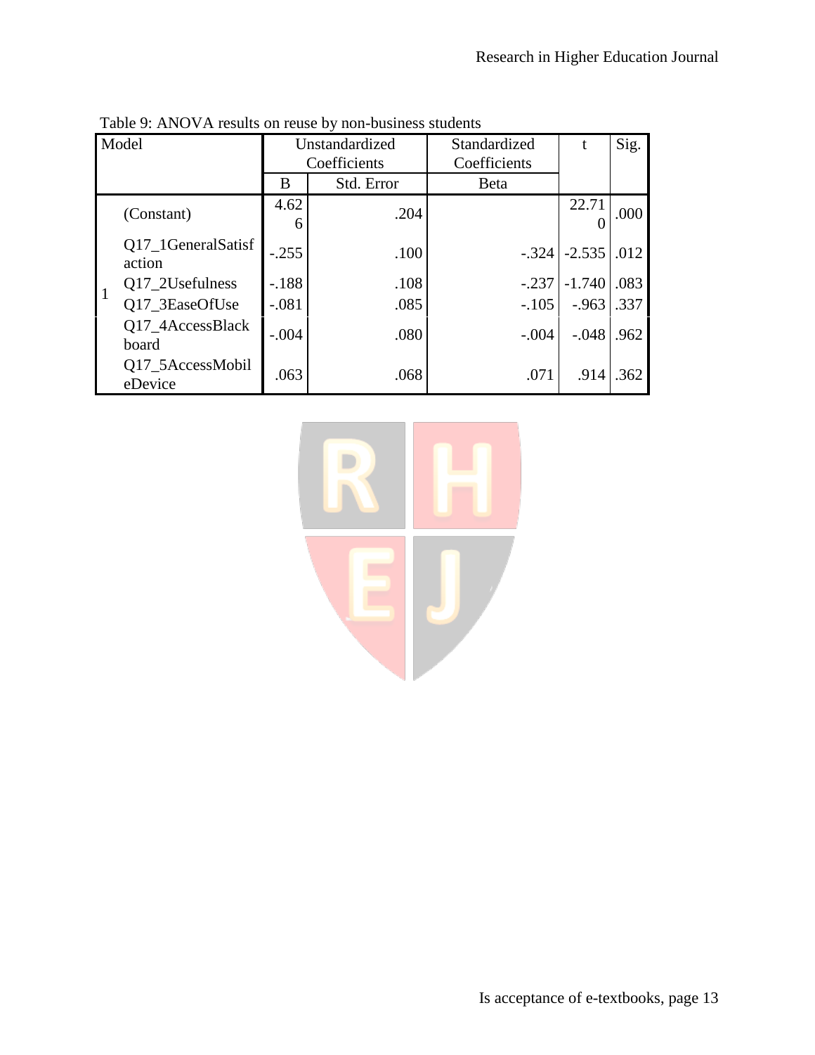Table 9: ANOVA results on reuse by non-business students

| Model | | Unstandardized Coefficients | | Standardized Coefficients | t | Sig. |
|---|---|---|---|---|---|---|
| | | B | Std. Error | Beta | | |
| 1 | (Constant) | 4.626 | .204 | | 22.710 | .000 |
| | Q17_1GeneralSatisfaction | -.255 | .100 | -.324 | -2.535 | .012 |
| | Q17_2Usefulness | -.188 | .108 | -.237 | -1.740 | .083 |
| | Q17_3EaseOfUse | -.081 | .085 | -.105 | -.963 | .337 |
| | Q17_4AccessBlackboard | -.004 | .080 | -.004 | -.048 | .962 |
| | Q17_5AccessMobileDevice | .063 | .068 | .071 | .914 | .362 |